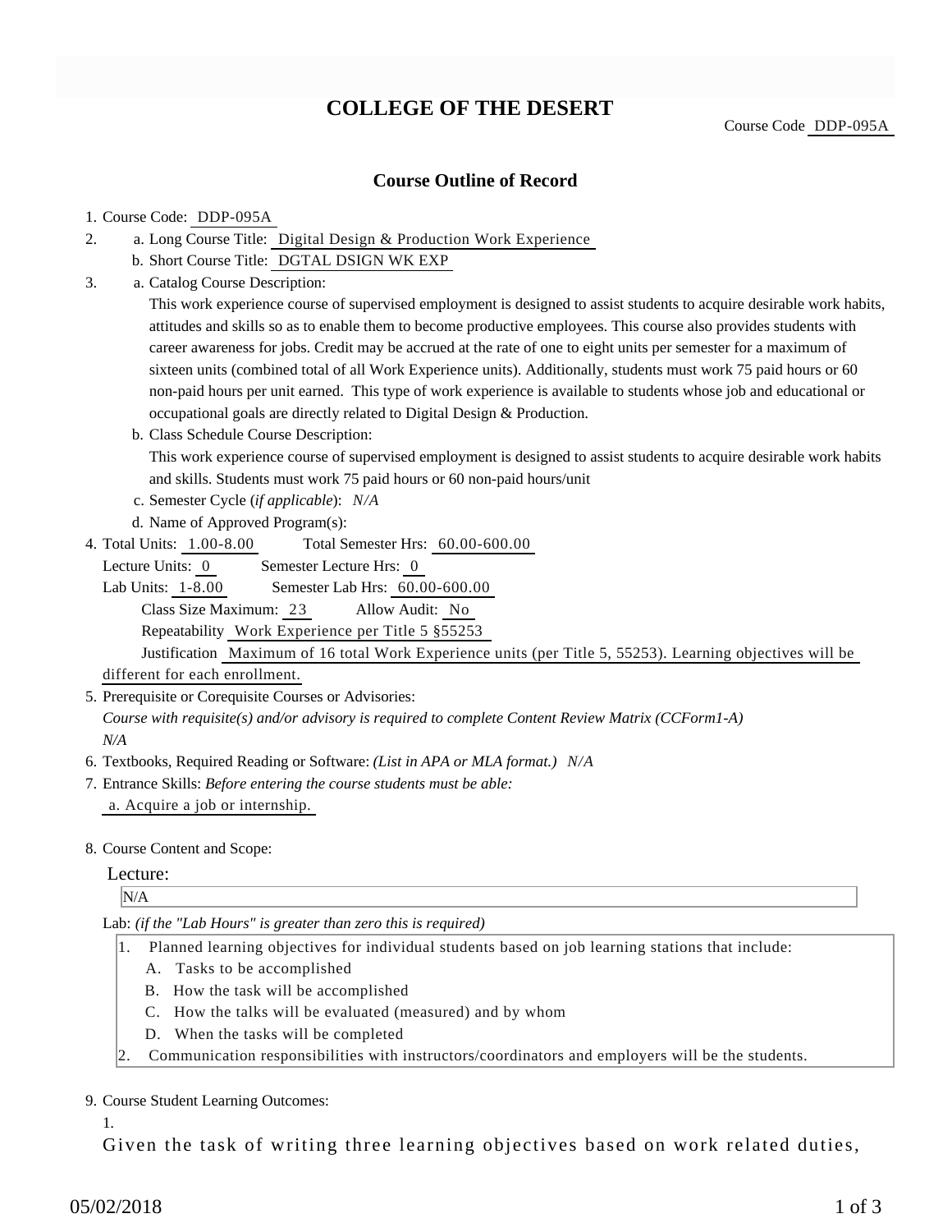# COLLEGE OF THE DESERT

Course Code DDP-095A

## Course Outline of Record

1. Course Code: DDP-095A
2. a. Long Course Title: Digital Design & Production Work Experience
   b. Short Course Title: DGTAL DSIGN WK EXP
3. a. Catalog Course Description:
   This work experience course of supervised employment is designed to assist students to acquire desirable work habits, attitudes and skills so as to enable them to become productive employees. This course also provides students with career awareness for jobs. Credit may be accrued at the rate of one to eight units per semester for a maximum of sixteen units (combined total of all Work Experience units). Additionally, students must work 75 paid hours or 60 non-paid hours per unit earned. This type of work experience is available to students whose job and educational or occupational goals are directly related to Digital Design & Production.
   b. Class Schedule Course Description:
   This work experience course of supervised employment is designed to assist students to acquire desirable work habits and skills. Students must work 75 paid hours or 60 non-paid hours/unit
   c. Semester Cycle (*if applicable*): *N/A*
   d. Name of Approved Program(s):
4. Total Units: 1.00-8.00 Total Semester Hrs: 60.00-600.00
   Lecture Units: 0 Semester Lecture Hrs: 0
   Lab Units: 1-8.00 Semester Lab Hrs: 60.00-600.00
   Class Size Maximum: 23 Allow Audit: No
   Repeatability Work Experience per Title 5 §55253
   Justification Maximum of 16 total Work Experience units (per Title 5, 55253). Learning objectives will be different for each enrollment.
5. Prerequisite or Corequisite Courses or Advisories:
   *Course with requisite(s) and/or advisory is required to complete Content Review Matrix (CCForm1-A)*
   *N/A*
6. Textbooks, Required Reading or Software: *(List in APA or MLA format.) N/A*
7. Entrance Skills: *Before entering the course students must be able:*
   a. Acquire a job or internship.
8. Course Content and Scope:

   Lecture:

   N/A

   Lab: *(if the "Lab Hours" is greater than zero this is required)*

   1. Planned learning objectives for individual students based on job learning stations that include:
      A. Tasks to be accomplished
      B. How the task will be accomplished
      C. How the talks will be evaluated (measured) and by whom
      D. When the tasks will be completed
   2. Communication responsibilities with instructors/coordinators and employers will be the students.

9. Course Student Learning Outcomes:

   1.

   Given the task of writing three learning objectives based on work related duties,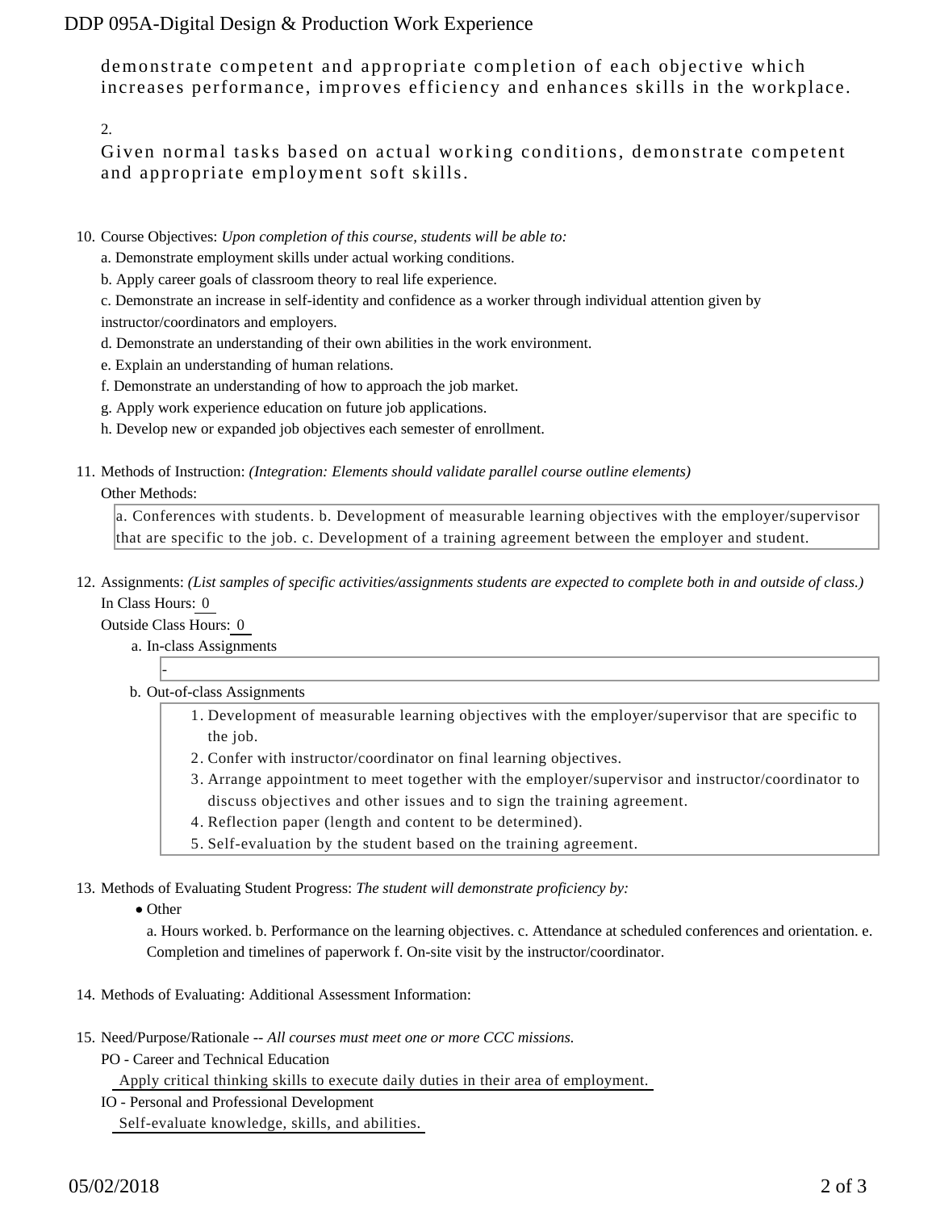demonstrate competent and appropriate completion of each objective which increases performance, improves efficiency and enhances skills in the workplace.

2.

Given normal tasks based on actual working conditions, demonstrate competent and appropriate employment soft skills.

10. Course Objectives: *Upon completion of this course, students will be able to:*
    
    a. Demonstrate employment skills under actual working conditions.
    
    b. Apply career goals of classroom theory to real life experience.
    
    c. Demonstrate an increase in self-identity and confidence as a worker through individual attention given by instructor/coordinators and employers.
    
    d. Demonstrate an understanding of their own abilities in the work environment.
    
    e. Explain an understanding of human relations.
    
    f. Demonstrate an understanding of how to approach the job market.
    
    g. Apply work experience education on future job applications.
    
    h. Develop new or expanded job objectives each semester of enrollment.

11. Methods of Instruction: *(Integration: Elements should validate parallel course outline elements)*
    
    Other Methods:
    
    a. Conferences with students. b. Development of measurable learning objectives with the employer/supervisor that are specific to the job. c. Development of a training agreement between the employer and student.

12. Assignments: *(List samples of specific activities/assignments students are expected to complete both in and outside of class.)*
    
    In Class Hours: 0
    
    Outside Class Hours: 0
    
    a. In-class Assignments
    
       -
    
    b. Out-of-class Assignments
    
       1. Development of measurable learning objectives with the employer/supervisor that are specific to the job.
       2. Confer with instructor/coordinator on final learning objectives.
       3. Arrange appointment to meet together with the employer/supervisor and instructor/coordinator to discuss objectives and other issues and to sign the training agreement.
       4. Reflection paper (length and content to be determined).
       5. Self-evaluation by the student based on the training agreement.

13. Methods of Evaluating Student Progress: *The student will demonstrate proficiency by:*
    
    - Other
    
      a. Hours worked. b. Performance on the learning objectives. c. Attendance at scheduled conferences and orientation. e. Completion and timelines of paperwork f. On-site visit by the instructor/coordinator.

14. Methods of Evaluating: Additional Assessment Information:

15. Need/Purpose/Rationale -- *All courses must meet one or more CCC missions.*
    
    PO - Career and Technical Education
    
    Apply critical thinking skills to execute daily duties in their area of employment.
    
    IO - Personal and Professional Development
    
    Self-evaluate knowledge, skills, and abilities.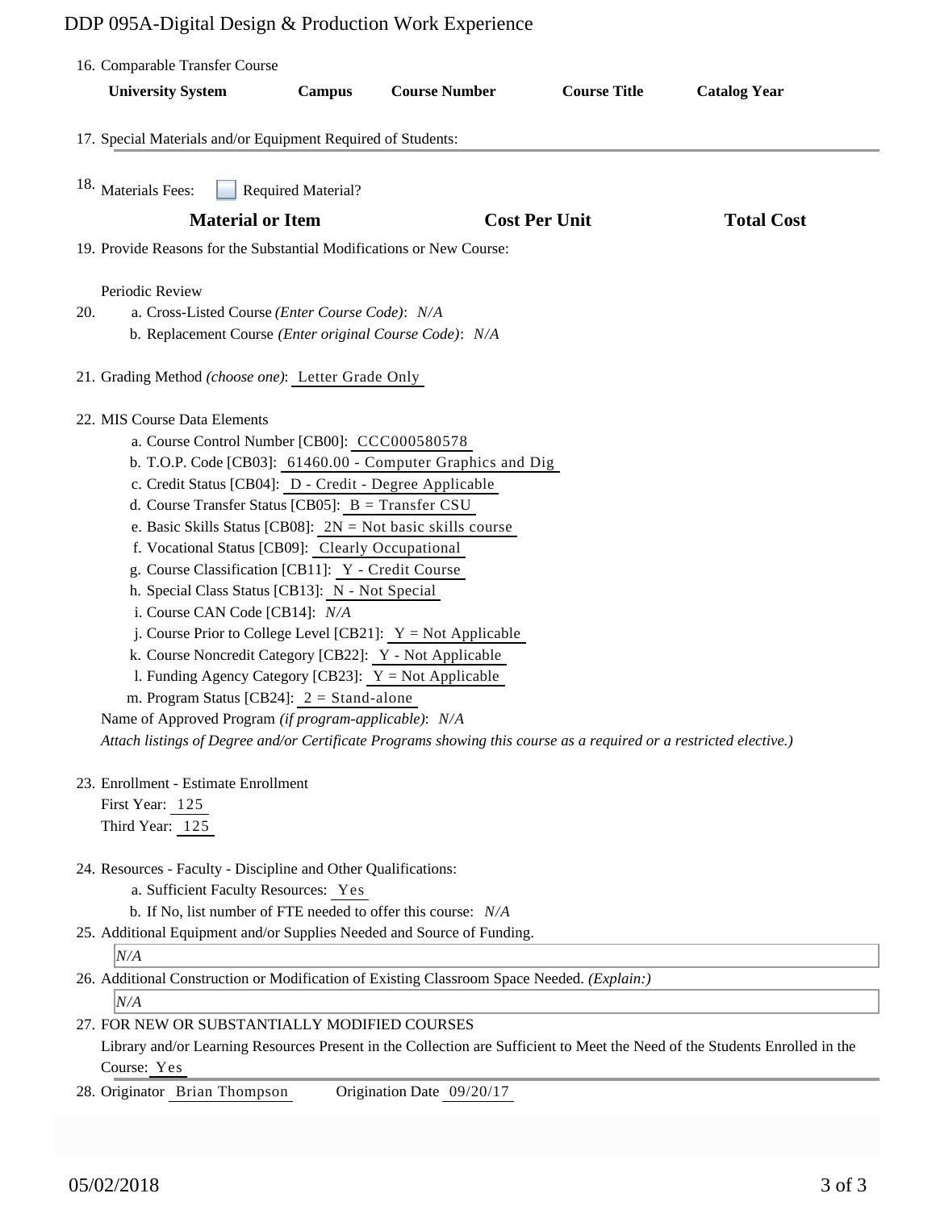16. Comparable Transfer Course

| University System | Campus | Course Number | Course Title | Catalog Year |
|---|---|---|---|---|

17. Special Materials and/or Equipment Required of Students:

18. Materials Fees: ☐ Required Material?

| Material or Item | Cost Per Unit | Total Cost |
|---|---|---|

19. Provide Reasons for the Substantial Modifications or New Course:

Periodic Review

20. a. Cross-Listed Course *(Enter Course Code)*: *N/A*
    b. Replacement Course *(Enter original Course Code)*: *N/A*

21. Grading Method *(choose one)*: Letter Grade Only

22. MIS Course Data Elements
    a. Course Control Number [CB00]: CCC000580578
    b. T.O.P. Code [CB03]: 61460.00 - Computer Graphics and Dig
    c. Credit Status [CB04]: D - Credit - Degree Applicable
    d. Course Transfer Status [CB05]: B = Transfer CSU
    e. Basic Skills Status [CB08]: 2N = Not basic skills course
    f. Vocational Status [CB09]: Clearly Occupational
    g. Course Classification [CB11]: Y - Credit Course
    h. Special Class Status [CB13]: N - Not Special
    i. Course CAN Code [CB14]: *N/A*
    j. Course Prior to College Level [CB21]: Y = Not Applicable
    k. Course Noncredit Category [CB22]: Y - Not Applicable
    l. Funding Agency Category [CB23]: Y = Not Applicable
    m. Program Status [CB24]: 2 = Stand-alone

    Name of Approved Program *(if program-applicable)*: *N/A*

    *Attach listings of Degree and/or Certificate Programs showing this course as a required or a restricted elective.)*

23. Enrollment - Estimate Enrollment
    First Year: 125
    Third Year: 125

24. Resources - Faculty - Discipline and Other Qualifications:
    a. Sufficient Faculty Resources: Yes
    b. If No, list number of FTE needed to offer this course: *N/A*

25. Additional Equipment and/or Supplies Needed and Source of Funding.

    *N/A*

26. Additional Construction or Modification of Existing Classroom Space Needed. *(Explain:)*

    *N/A*

27. FOR NEW OR SUBSTANTIALLY MODIFIED COURSES
    Library and/or Learning Resources Present in the Collection are Sufficient to Meet the Need of the Students Enrolled in the Course: Yes

28. Originator Brian Thompson Origination Date 09/20/17